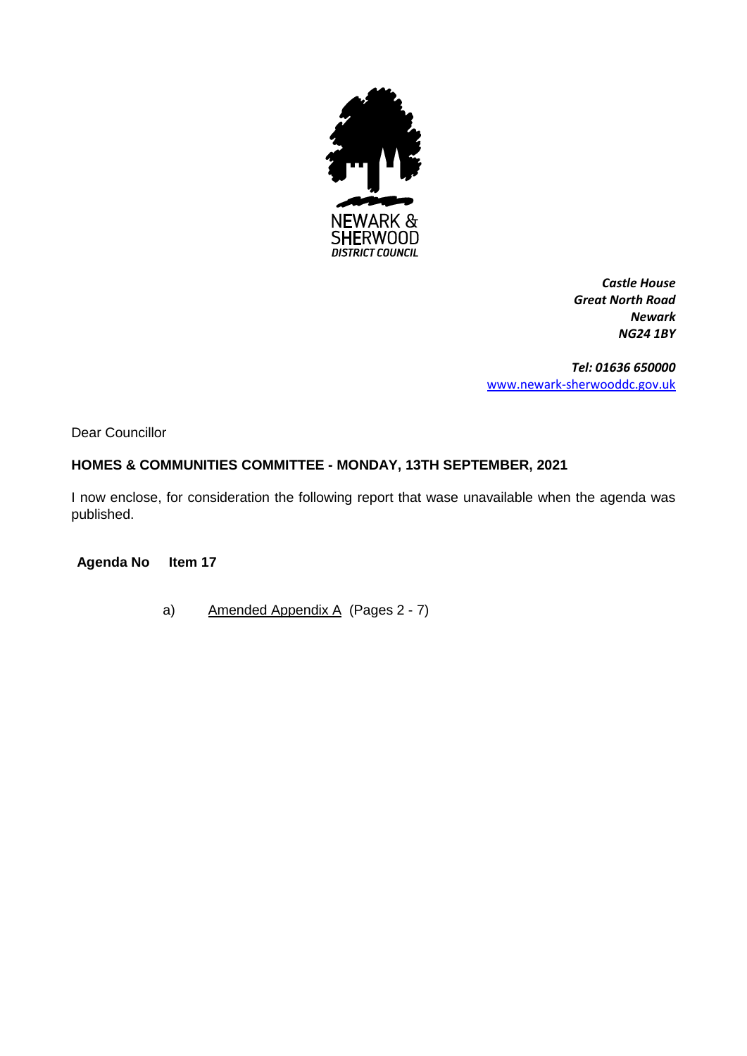NEWARK & SHERWOOD DISTRICT COUNCIL

*Castle House*
*Great North Road*
*Newark*
*NG24 1BY*

*Tel: 01636 650000*
www.newark-sherwooddc.gov.uk

Dear Councillor

**HOMES & COMMUNITIES COMMITTEE - MONDAY, 13TH SEPTEMBER, 2021**

I now enclose, for consideration the following report that wase unavailable when the agenda was published.

**Agenda No Item 17**

a) Amended Appendix A (Pages 2 - 7)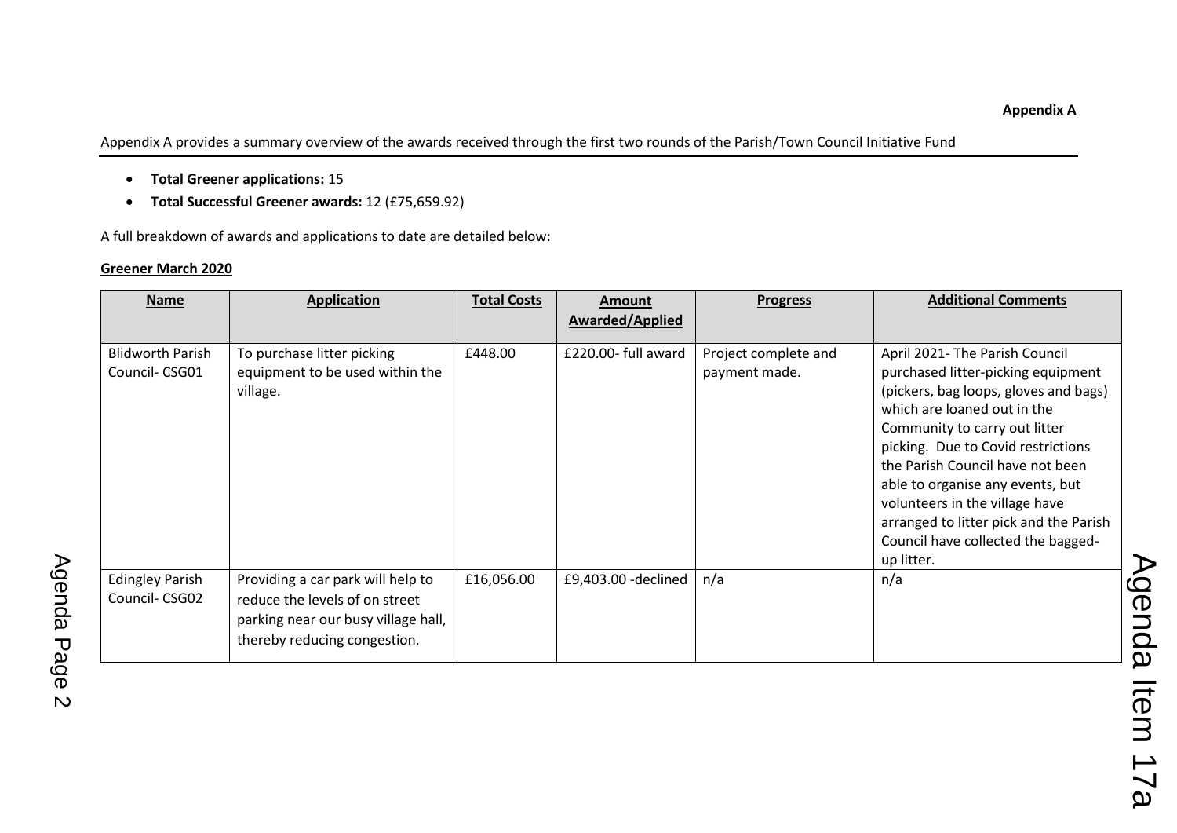**Appendix A**

Appendix A provides a summary overview of the awards received through the first two rounds of the Parish/Town Council Initiative Fund

- **Total Greener applications:** 15
- **Total Successful Greener awards:** 12 (£75,659.92)

A full breakdown of awards and applications to date are detailed below:

**Greener March 2020**

| Name | Application | Total Costs | Amount Awarded/Applied | Progress | Additional Comments |
|---|---|---|---|---|---|
| Blidworth Parish Council- CSG01 | To purchase litter picking equipment to be used within the village. | £448.00 | £220.00- full award | Project complete and payment made. | April 2021- The Parish Council purchased litter-picking equipment (pickers, bag loops, gloves and bags) which are loaned out in the Community to carry out litter picking. Due to Covid restrictions the Parish Council have not been able to organise any events, but volunteers in the village have arranged to litter pick and the Parish Council have collected the bagged-up litter. |
| Edingley Parish Council- CSG02 | Providing a car park will help to reduce the levels of on street parking near our busy village hall, thereby reducing congestion. | £16,056.00 | £9,403.00 -declined | n/a | n/a |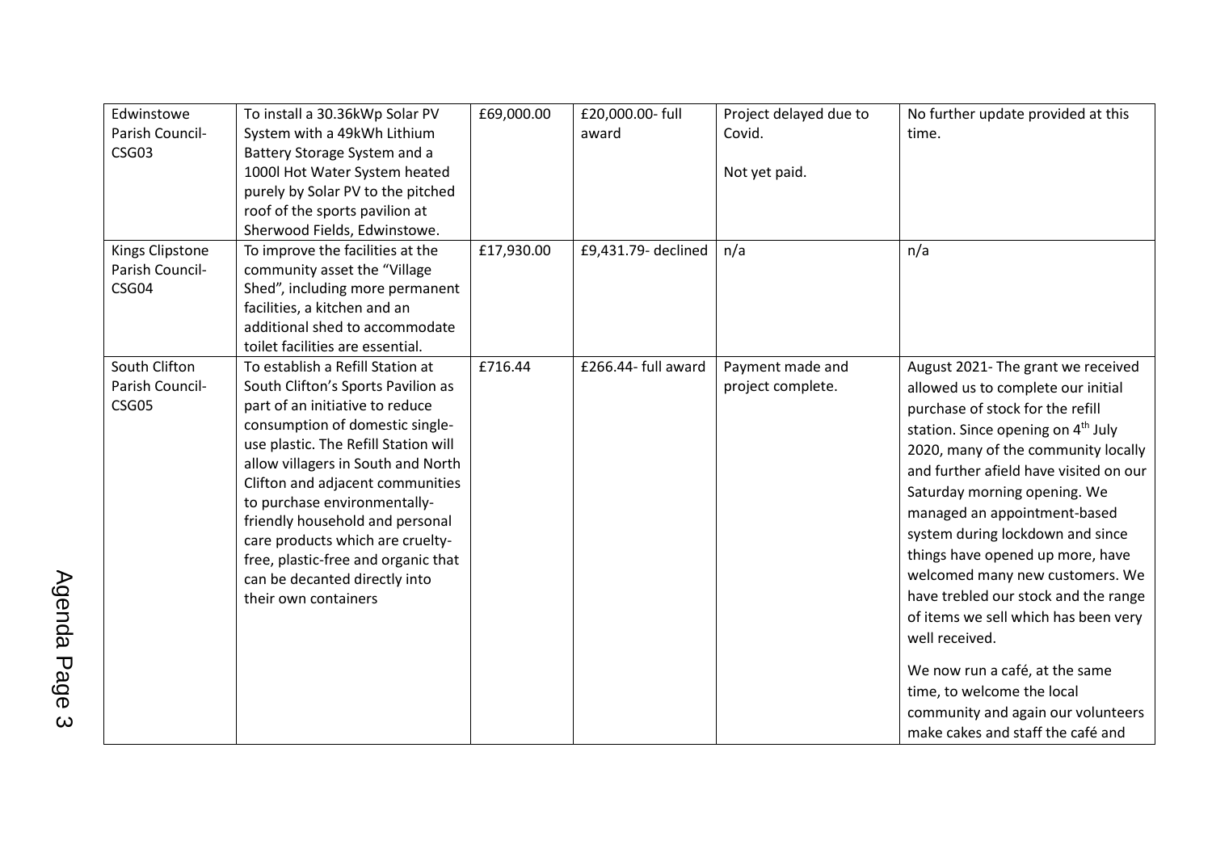| | | | | | |
|---|---|---|---|---|---|
| Edwinstowe Parish Council- CSG03 | To install a 30.36kWp Solar PV System with a 49kWh Lithium Battery Storage System and a 1000l Hot Water System heated purely by Solar PV to the pitched roof of the sports pavilion at Sherwood Fields, Edwinstowe. | £69,000.00 | £20,000.00- full award | Project delayed due to Covid.<br><br>Not yet paid. | No further update provided at this time. |
| Kings Clipstone Parish Council- CSG04 | To improve the facilities at the community asset the "Village Shed", including more permanent facilities, a kitchen and an additional shed to accommodate toilet facilities are essential. | £17,930.00 | £9,431.79- declined | n/a | n/a |
| South Clifton Parish Council- CSG05 | To establish a Refill Station at South Clifton's Sports Pavilion as part of an initiative to reduce consumption of domestic single-use plastic. The Refill Station will allow villagers in South and North Clifton and adjacent communities to purchase environmentally-friendly household and personal care products which are cruelty-free, plastic-free and organic that can be decanted directly into their own containers | £716.44 | £266.44- full award | Payment made and project complete. | August 2021- The grant we received allowed us to complete our initial purchase of stock for the refill station. Since opening on 4th July 2020, many of the community locally and further afield have visited on our Saturday morning opening. We managed an appointment-based system during lockdown and since things have opened up more, have welcomed many new customers. We have trebled our stock and the range of items we sell which has been very well received.<br><br>We now run a café, at the same time, to welcome the local community and again our volunteers make cakes and staff the café and |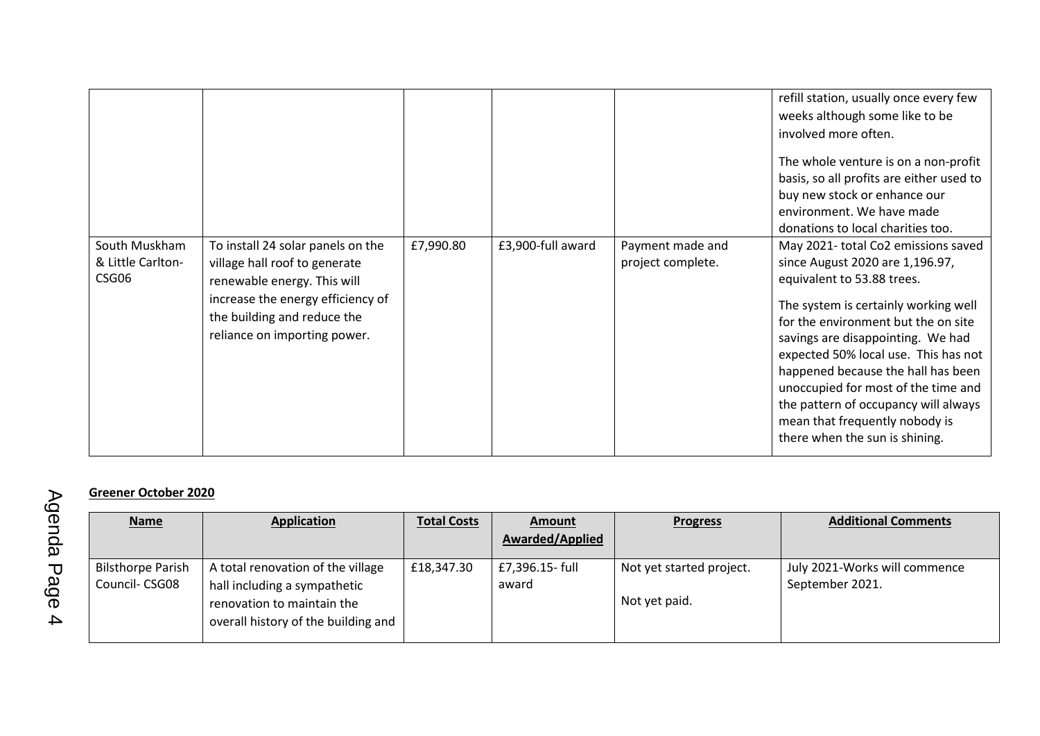| | | | | | |
|---|---|---|---|---|---|
| | | | | | refill station, usually once every few weeks although some like to be involved more often.<br><br>The whole venture is on a non-profit basis, so all profits are either used to buy new stock or enhance our environment. We have made donations to local charities too. |
| South Muskham & Little Carlton- CSG06 | To install 24 solar panels on the village hall roof to generate renewable energy. This will increase the energy efficiency of the building and reduce the reliance on importing power. | £7,990.80 | £3,900-full award | Payment made and project complete. | May 2021- total Co2 emissions saved since August 2020 are 1,196.97, equivalent to 53.88 trees.<br><br>The system is certainly working well for the environment but the on site savings are disappointing. We had expected 50% local use. This has not happened because the hall has been unoccupied for most of the time and the pattern of occupancy will always mean that frequently nobody is there when the sun is shining. |

**Greener October 2020**

| **Name** | **Application** | **Total Costs** | **Amount Awarded/Applied** | **Progress** | **Additional Comments** |
|---|---|---|---|---|---|
| Bilsthorpe Parish Council- CSG08 | A total renovation of the village hall including a sympathetic renovation to maintain the overall history of the building and | £18,347.30 | £7,396.15- full award | Not yet started project.<br><br>Not yet paid. | July 2021-Works will commence September 2021. |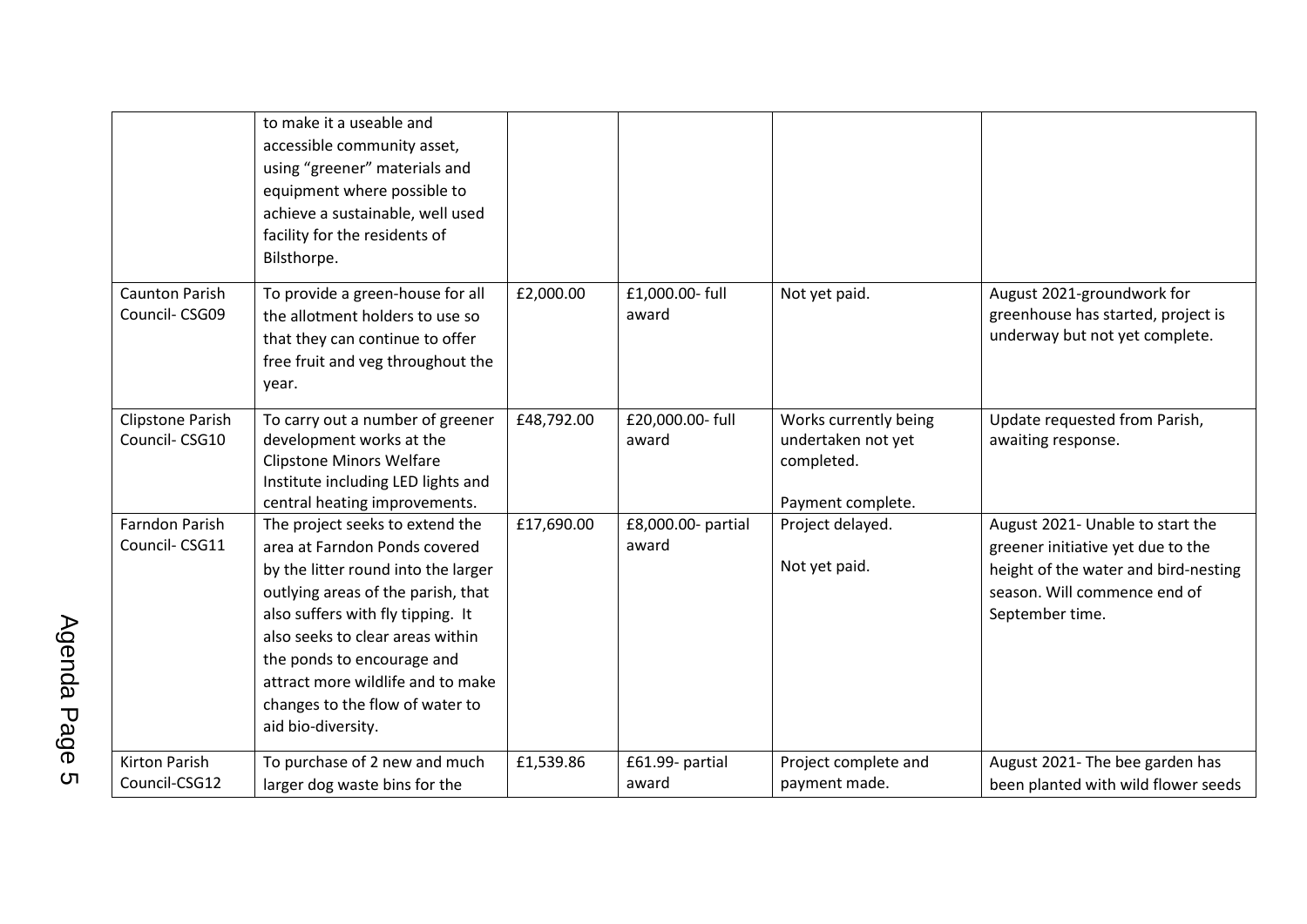| | | | | | |
|---|---|---|---|---|---|
| | to make it a useable and accessible community asset, using "greener" materials and equipment where possible to achieve a sustainable, well used facility for the residents of Bilsthorpe. | | | | |
| Caunton Parish Council- CSG09 | To provide a green-house for all the allotment holders to use so that they can continue to offer free fruit and veg throughout the year. | £2,000.00 | £1,000.00- full award | Not yet paid. | August 2021-groundwork for greenhouse has started, project is underway but not yet complete. |
| Clipstone Parish Council- CSG10 | To carry out a number of greener development works at the Clipstone Minors Welfare Institute including LED lights and central heating improvements. | £48,792.00 | £20,000.00- full award | Works currently being undertaken not yet completed.<br><br>Payment complete. | Update requested from Parish, awaiting response. |
| Farndon Parish Council- CSG11 | The project seeks to extend the area at Farndon Ponds covered by the litter round into the larger outlying areas of the parish, that also suffers with fly tipping. It also seeks to clear areas within the ponds to encourage and attract more wildlife and to make changes to the flow of water to aid bio-diversity. | £17,690.00 | £8,000.00- partial award | Project delayed.<br><br>Not yet paid. | August 2021- Unable to start the greener initiative yet due to the height of the water and bird-nesting season. Will commence end of September time. |
| Kirton Parish Council-CSG12 | To purchase of 2 new and much larger dog waste bins for the | £1,539.86 | £61.99- partial award | Project complete and payment made. | August 2021- The bee garden has been planted with wild flower seeds |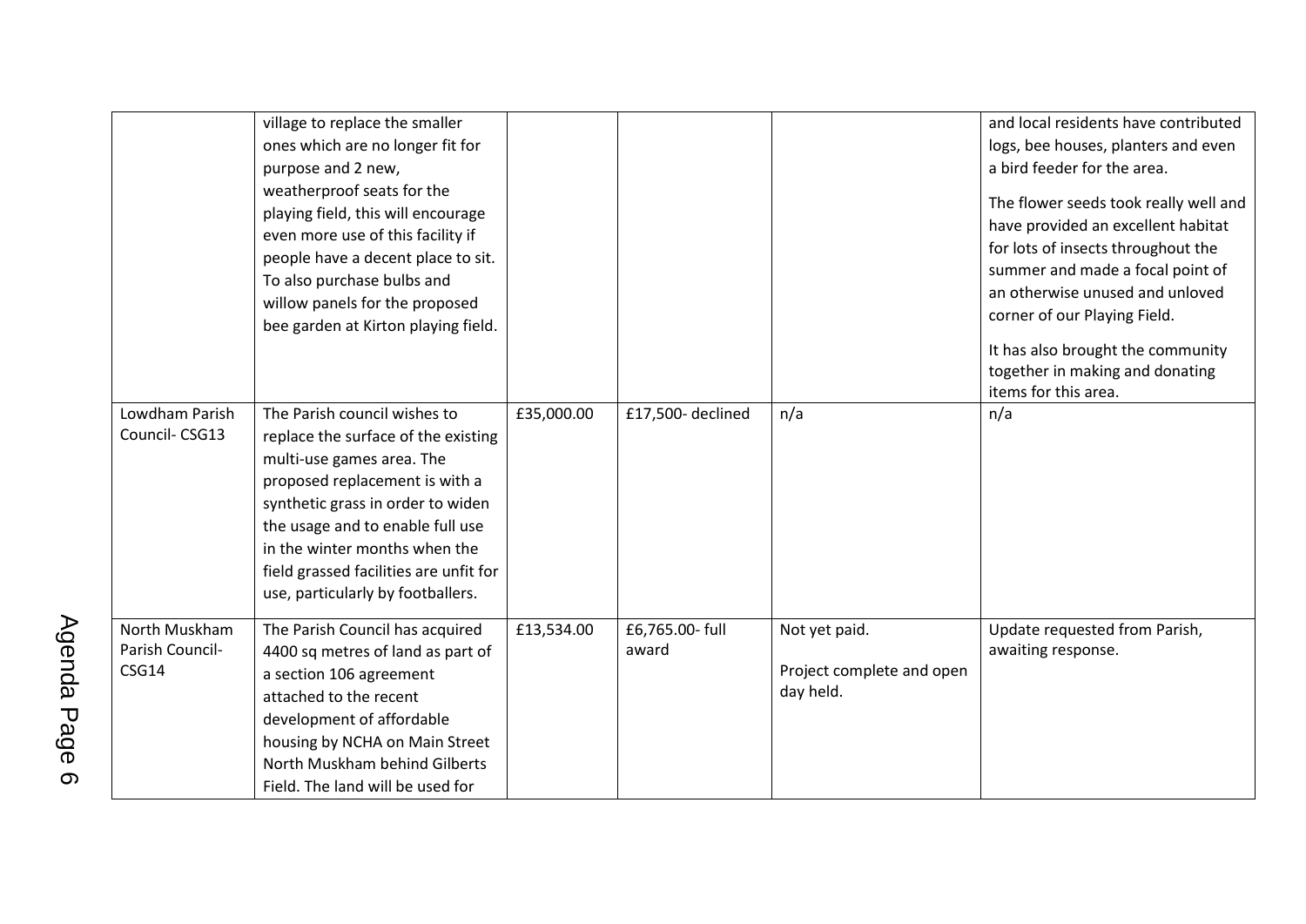|  |  |  |  |  |  |
|---|---|---|---|---|---|
|  | village to replace the smaller ones which are no longer fit for purpose and 2 new, weatherproof seats for the playing field, this will encourage even more use of this facility if people have a decent place to sit. To also purchase bulbs and willow panels for the proposed bee garden at Kirton playing field. |  |  |  | and local residents have contributed logs, bee houses, planters and even a bird feeder for the area.<br><br>The flower seeds took really well and have provided an excellent habitat for lots of insects throughout the summer and made a focal point of an otherwise unused and unloved corner of our Playing Field.<br><br>It has also brought the community together in making and donating items for this area. |
| Lowdham Parish Council- CSG13 | The Parish council wishes to replace the surface of the existing multi-use games area. The proposed replacement is with a synthetic grass in order to widen the usage and to enable full use in the winter months when the field grassed facilities are unfit for use, particularly by footballers. | £35,000.00 | £17,500- declined | n/a | n/a |
| North Muskham Parish Council- CSG14 | The Parish Council has acquired 4400 sq metres of land as part of a section 106 agreement attached to the recent development of affordable housing by NCHA on Main Street North Muskham behind Gilberts Field. The land will be used for | £13,534.00 | £6,765.00- full award | Not yet paid.<br><br>Project complete and open day held. | Update requested from Parish, awaiting response. |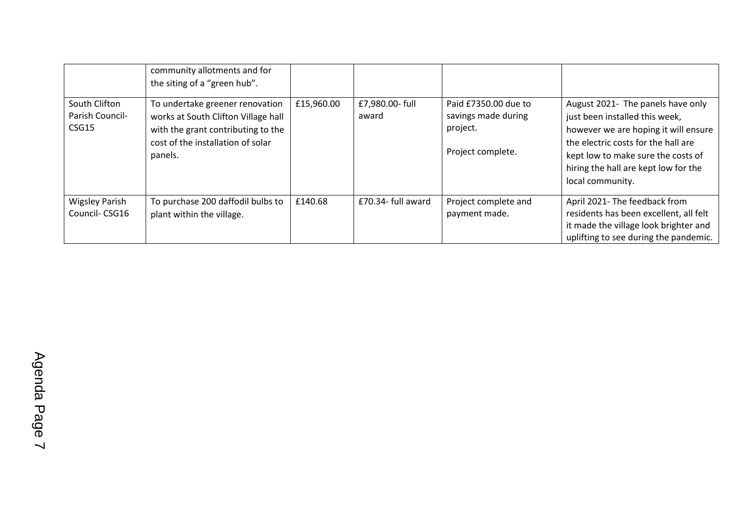| | | | | | |
|---|---|---|---|---|---|
| | community allotments and for the siting of a “green hub”. | | | | |
| South Clifton Parish Council- CSG15 | To undertake greener renovation works at South Clifton Village hall with the grant contributing to the cost of the installation of solar panels. | £15,960.00 | £7,980.00- full award | Paid £7350.00 due to savings made during project.<br><br>Project complete. | August 2021- The panels have only just been installed this week, however we are hoping it will ensure the electric costs for the hall are kept low to make sure the costs of hiring the hall are kept low for the local community. |
| Wigsley Parish Council- CSG16 | To purchase 200 daffodil bulbs to plant within the village. | £140.68 | £70.34- full award | Project complete and payment made. | April 2021- The feedback from residents has been excellent, all felt it made the village look brighter and uplifting to see during the pandemic. |